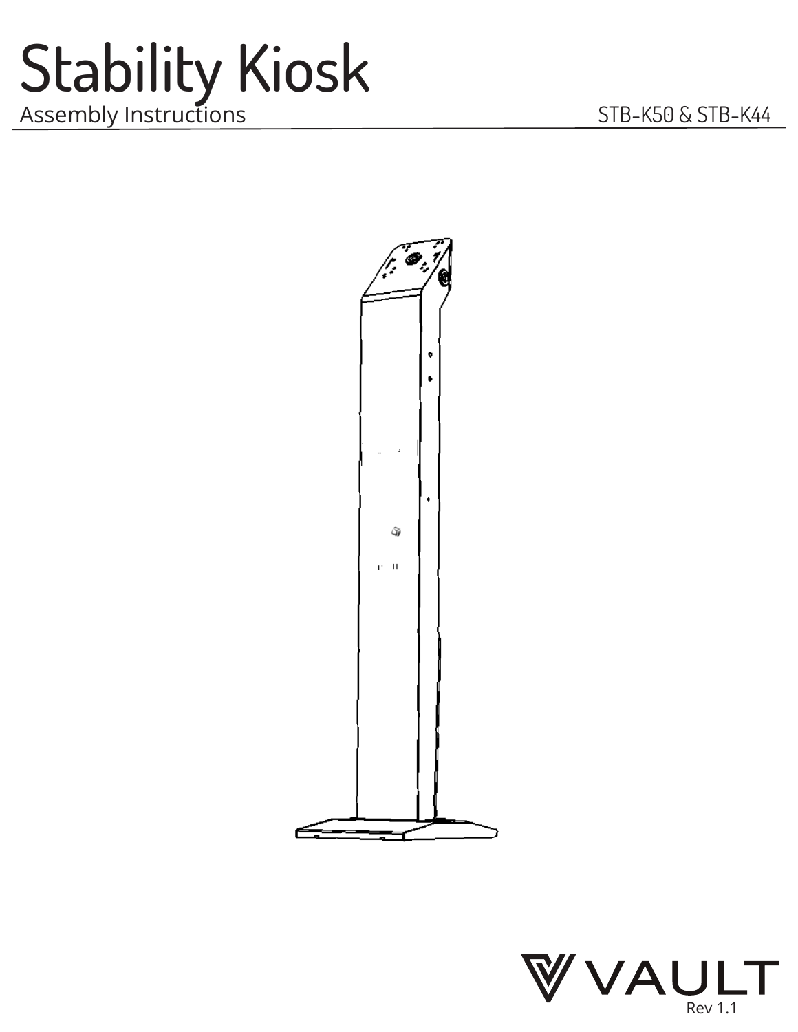# Stability Kiosk

Assembly Instructions

STB-K50 & STB-K44

VAULT

Rev 1.1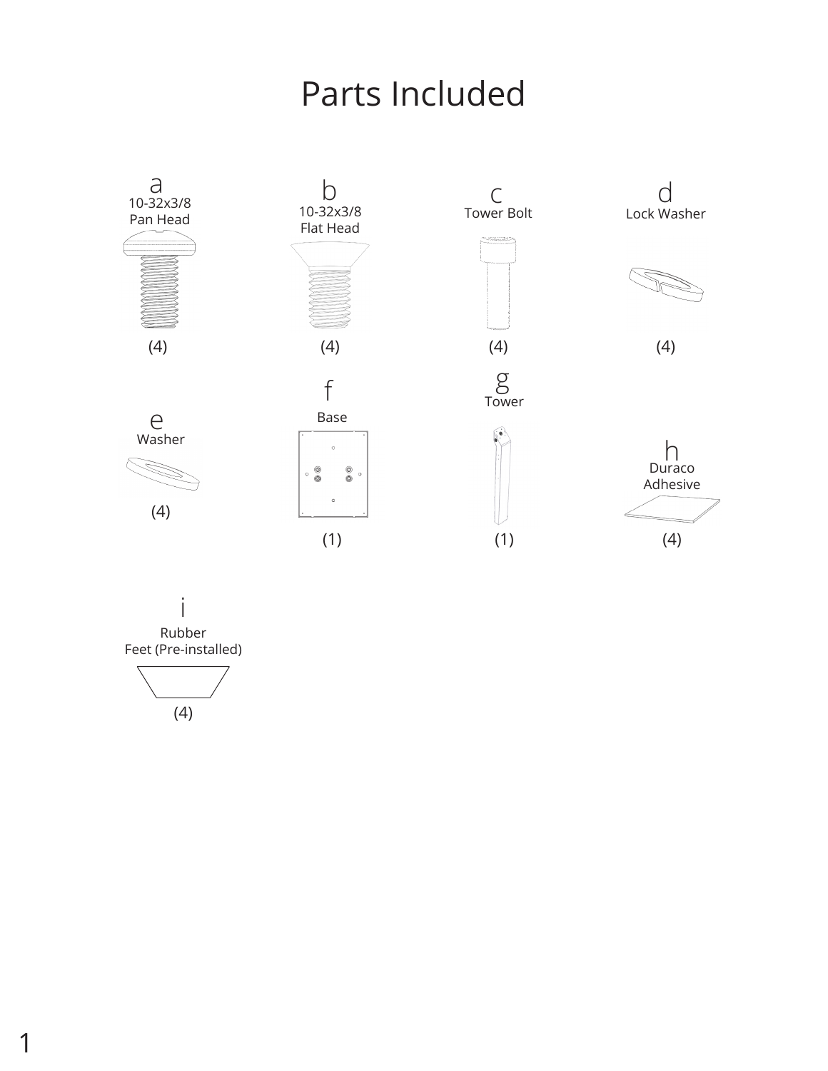# Parts Included

**a**
10-32x3/8
Pan Head
(4)

**b**
10-32x3/8
Flat Head
(4)

**c**
Tower Bolt
(4)

**d**
Lock Washer
(4)

**e**
Washer
(4)

**f**
Base
(1)

**g**
Tower
(1)

**h**
Duraco
Adhesive
(4)

**i**
Rubber
Feet (Pre-installed)
(4)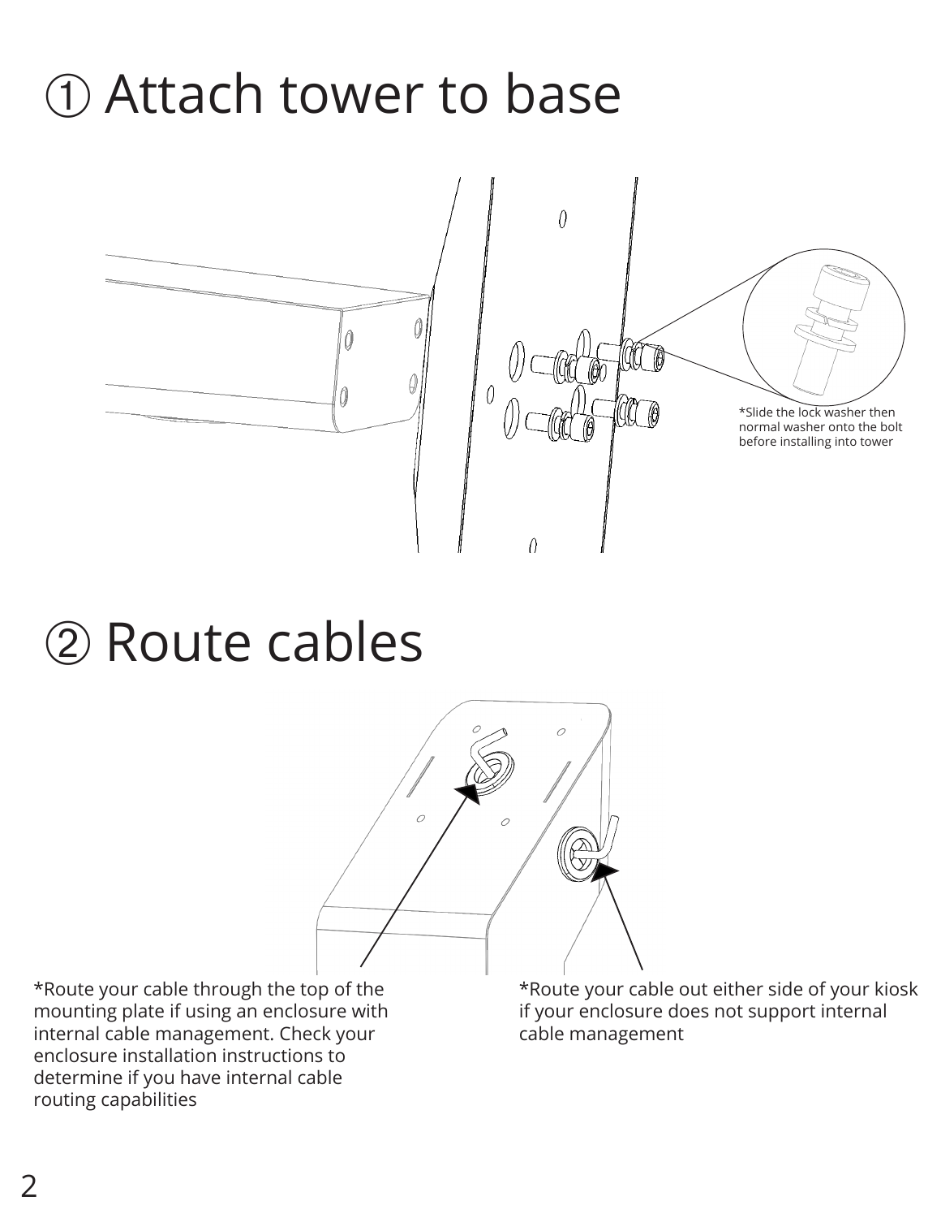# ① Attach tower to base

*Slide the lock washer then normal washer onto the bolt before installing into tower

# ② Route cables

*Route your cable through the top of the mounting plate if using an enclosure with internal cable management. Check your enclosure installation instructions to determine if you have internal cable routing capabilities

*Route your cable out either side of your kiosk if your enclosure does not support internal cable management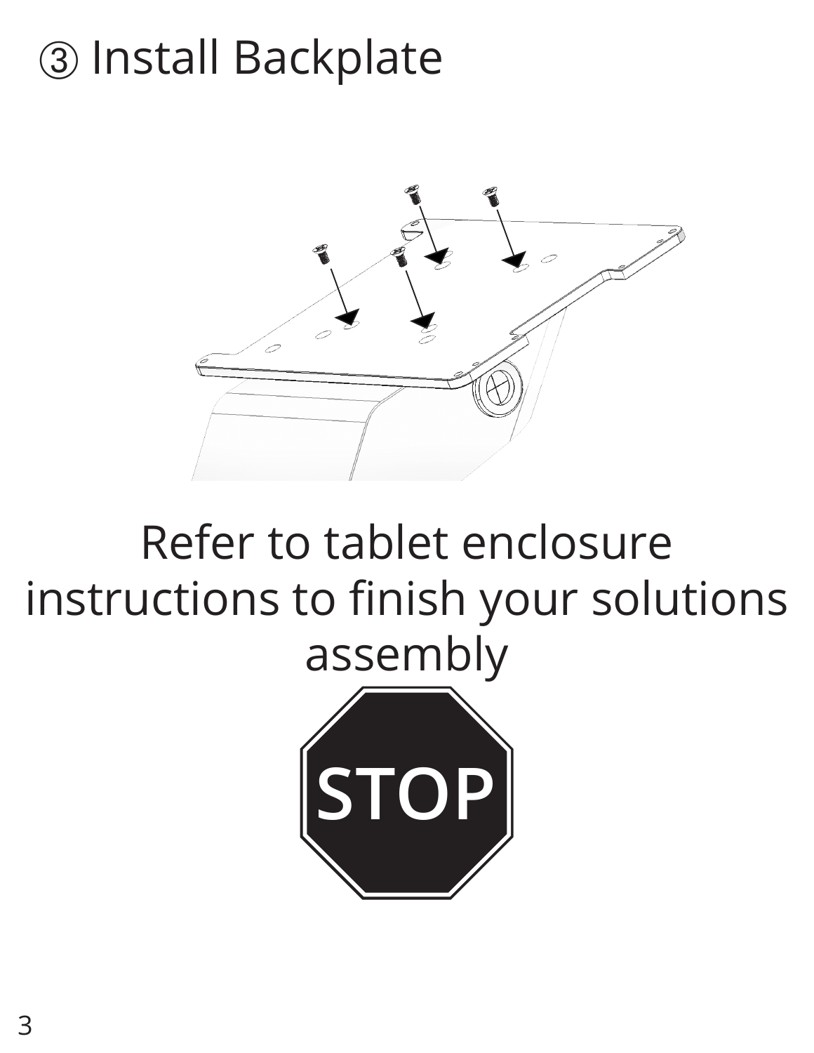# ③ Install Backplate

Refer to tablet enclosure instructions to finish your solutions assembly

STOP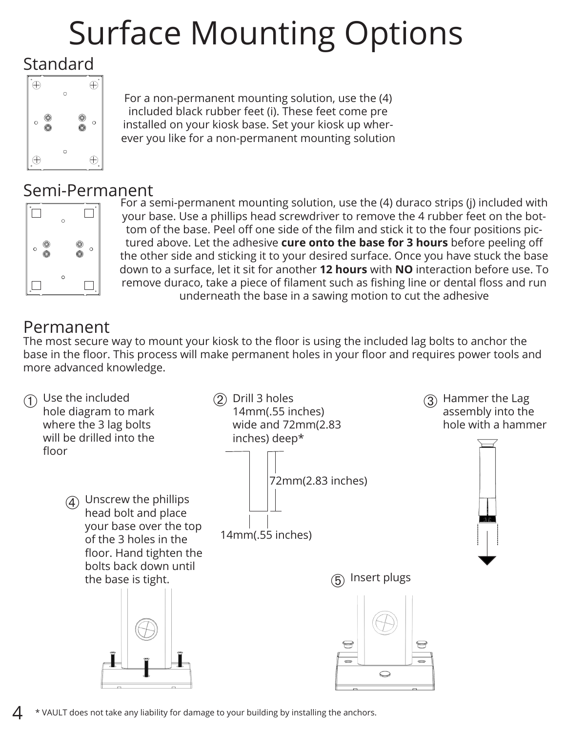# Surface Mounting Options

## Standard

For a non-permanent mounting solution, use the (4) included black rubber feet (i). These feet come pre installed on your kiosk base. Set your kiosk up wherever you like for a non-permanent mounting solution

## Semi-Permanent

For a semi-permanent mounting solution, use the (4) duraco strips (j) included with your base. Use a phillips head screwdriver to remove the 4 rubber feet on the bottom of the base. Peel off one side of the film and stick it to the four positions pictured above. Let the adhesive **cure onto the base for 3 hours** before peeling off the other side and sticking it to your desired surface. Once you have stuck the base down to a surface, let it sit for another **12 hours** with **NO** interaction before use. To remove duraco, take a piece of filament such as fishing line or dental floss and run underneath the base in a sawing motion to cut the adhesive

## Permanent

The most secure way to mount your kiosk to the floor is using the included lag bolts to anchor the base in the floor. This process will make permanent holes in your floor and requires power tools and more advanced knowledge.

① Use the included hole diagram to mark where the 3 lag bolts will be drilled into the floor

② Drill 3 holes 14mm(.55 inches) wide and 72mm(2.83 inches) deep*

72mm(2.83 inches)

14mm(.55 inches)

③ Hammer the Lag assembly into the hole with a hammer

④ Unscrew the phillips head bolt and place your base over the top of the 3 holes in the floor. Hand tighten the bolts back down until the base is tight.

⑤ Insert plugs

\* VAULT does not take any liability for damage to your building by installing the anchors.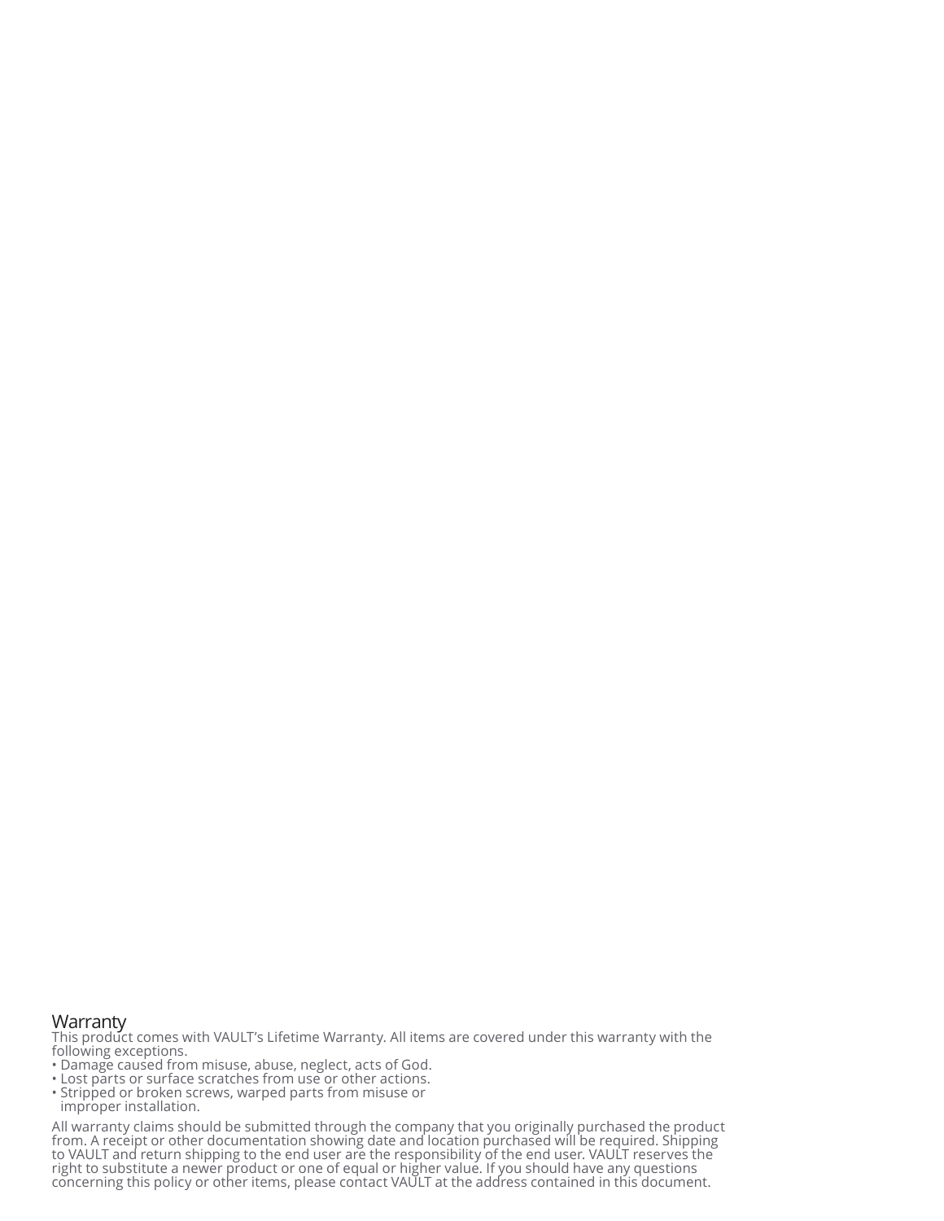## Warranty

This product comes with VAULT's Lifetime Warranty. All items are covered under this warranty with the following exceptions.

- Damage caused from misuse, abuse, neglect, acts of God.
- Lost parts or surface scratches from use or other actions.
- Stripped or broken screws, warped parts from misuse or improper installation.

All warranty claims should be submitted through the company that you originally purchased the product from. A receipt or other documentation showing date and location purchased will be required. Shipping to VAULT and return shipping to the end user are the responsibility of the end user. VAULT reserves the right to substitute a newer product or one of equal or higher value. If you should have any questions concerning this policy or other items, please contact VAULT at the address contained in this document.